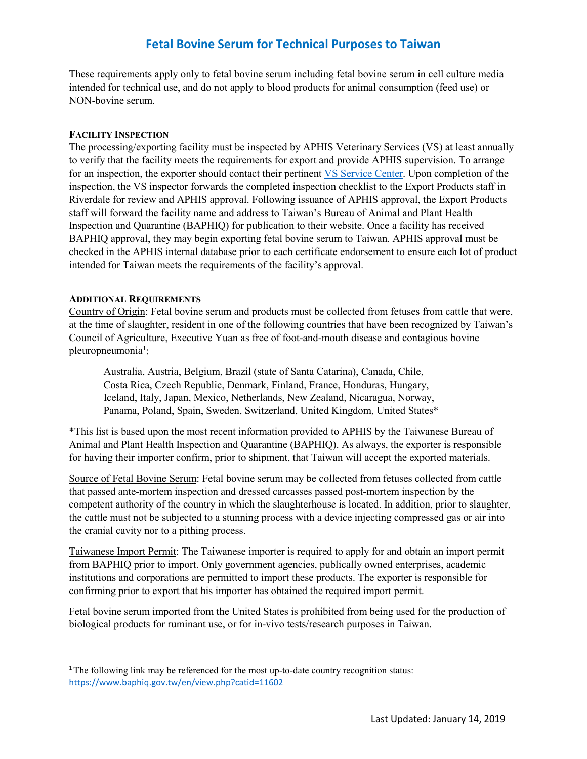# Fetal Bovine Serum for Technical Purposes to Taiwan

These requirements apply only to fetal bovine serum including fetal bovine serum in cell culture media intended for technical use, and do not apply to blood products for animal consumption (feed use) or NON-bovine serum.

## Facility Inspection

The processing/exporting facility must be inspected by APHIS Veterinary Services (VS) at least annually to verify that the facility meets the requirements for export and provide APHIS supervision. To arrange for an inspection, the exporter should contact their pertinent VS Service Center. Upon completion of the inspection, the VS inspector forwards the completed inspection checklist to the Export Products staff in Riverdale for review and APHIS approval. Following issuance of APHIS approval, the Export Products staff will forward the facility name and address to Taiwan's Bureau of Animal and Plant Health Inspection and Quarantine (BAPHIQ) for publication to their website. Once a facility has received BAPHIQ approval, they may begin exporting fetal bovine serum to Taiwan. APHIS approval must be checked in the APHIS internal database prior to each certificate endorsement to ensure each lot of product intended for Taiwan meets the requirements of the facility's approval.

## Additional Requirements

Country of Origin: Fetal bovine serum and products must be collected from fetuses from cattle that were, at the time of slaughter, resident in one of the following countries that have been recognized by Taiwan's Council of Agriculture, Executive Yuan as free of foot-and-mouth disease and contagious bovine pleuropneumonia[1]:

> Australia, Austria, Belgium, Brazil (state of Santa Catarina), Canada, Chile, Costa Rica, Czech Republic, Denmark, Finland, France, Honduras, Hungary, Iceland, Italy, Japan, Mexico, Netherlands, New Zealand, Nicaragua, Norway, Panama, Poland, Spain, Sweden, Switzerland, United Kingdom, United States*

*This list is based upon the most recent information provided to APHIS by the Taiwanese Bureau of Animal and Plant Health Inspection and Quarantine (BAPHIQ). As always, the exporter is responsible for having their importer confirm, prior to shipment, that Taiwan will accept the exported materials.

Source of Fetal Bovine Serum: Fetal bovine serum may be collected from fetuses collected from cattle that passed ante-mortem inspection and dressed carcasses passed post-mortem inspection by the competent authority of the country in which the slaughterhouse is located. In addition, prior to slaughter, the cattle must not be subjected to a stunning process with a device injecting compressed gas or air into the cranial cavity nor to a pithing process.

Taiwanese Import Permit: The Taiwanese importer is required to apply for and obtain an import permit from BAPHIQ prior to import. Only government agencies, publically owned enterprises, academic institutions and corporations are permitted to import these products. The exporter is responsible for confirming prior to export that his importer has obtained the required import permit.

Fetal bovine serum imported from the United States is prohibited from being used for the production of biological products for ruminant use, or for in-vivo tests/research purposes in Taiwan.

---

[1] The following link may be referenced for the most up-to-date country recognition status: https://www.baphiq.gov.tw/en/view.php?catid=11602

Last Updated: January 14, 2019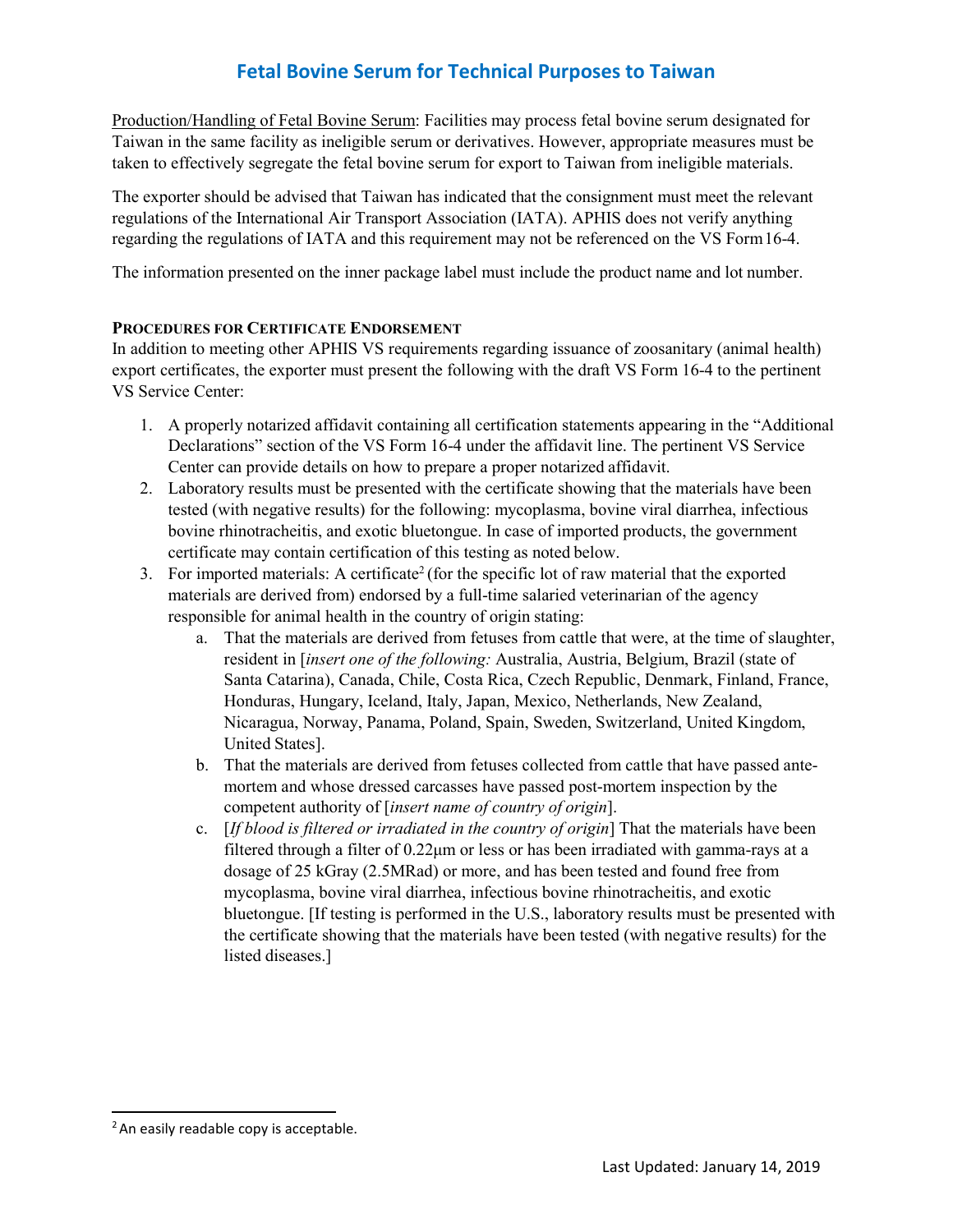## Fetal Bovine Serum for Technical Purposes to Taiwan

Production/Handling of Fetal Bovine Serum: Facilities may process fetal bovine serum designated for Taiwan in the same facility as ineligible serum or derivatives. However, appropriate measures must be taken to effectively segregate the fetal bovine serum for export to Taiwan from ineligible materials.

The exporter should be advised that Taiwan has indicated that the consignment must meet the relevant regulations of the International Air Transport Association (IATA). APHIS does not verify anything regarding the regulations of IATA and this requirement may not be referenced on the VS Form16-4.

The information presented on the inner package label must include the product name and lot number.

**PROCEDURES FOR CERTIFICATE ENDORSEMENT**

In addition to meeting other APHIS VS requirements regarding issuance of zoosanitary (animal health) export certificates, the exporter must present the following with the draft VS Form 16-4 to the pertinent VS Service Center:

1. A properly notarized affidavit containing all certification statements appearing in the "Additional Declarations" section of the VS Form 16-4 under the affidavit line. The pertinent VS Service Center can provide details on how to prepare a proper notarized affidavit.
2. Laboratory results must be presented with the certificate showing that the materials have been tested (with negative results) for the following: mycoplasma, bovine viral diarrhea, infectious bovine rhinotracheitis, and exotic bluetongue. In case of imported products, the government certificate may contain certification of this testing as noted below.
3. For imported materials: A certificate[2] (for the specific lot of raw material that the exported materials are derived from) endorsed by a full-time salaried veterinarian of the agency responsible for animal health in the country of origin stating:
   a. That the materials are derived from fetuses from cattle that were, at the time of slaughter, resident in [*insert one of the following:* Australia, Austria, Belgium, Brazil (state of Santa Catarina), Canada, Chile, Costa Rica, Czech Republic, Denmark, Finland, France, Honduras, Hungary, Iceland, Italy, Japan, Mexico, Netherlands, New Zealand, Nicaragua, Norway, Panama, Poland, Spain, Sweden, Switzerland, United Kingdom, United States].
   b. That the materials are derived from fetuses collected from cattle that have passed ante-mortem and whose dressed carcasses have passed post-mortem inspection by the competent authority of [*insert name of country of origin*].
   c. [*If blood is filtered or irradiated in the country of origin*] That the materials have been filtered through a filter of 0.22µm or less or has been irradiated with gamma-rays at a dosage of 25 kGray (2.5MRad) or more, and has been tested and found free from mycoplasma, bovine viral diarrhea, infectious bovine rhinotracheitis, and exotic bluetongue. [If testing is performed in the U.S., laboratory results must be presented with the certificate showing that the materials have been tested (with negative results) for the listed diseases.]

[2] An easily readable copy is acceptable.

Last Updated: January 14, 2019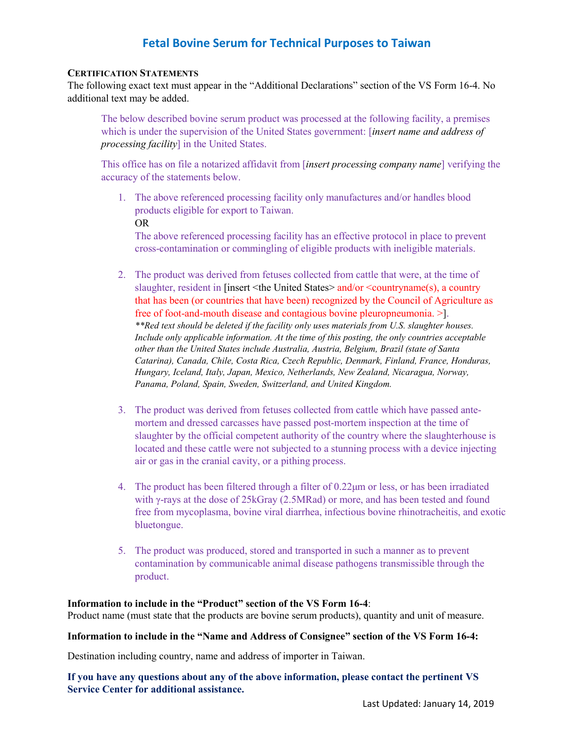# Fetal Bovine Serum for Technical Purposes to Taiwan

**CERTIFICATION STATEMENTS**

The following exact text must appear in the "Additional Declarations" section of the VS Form 16-4. No additional text may be added.

> The below described bovine serum product was processed at the following facility, a premises which is under the supervision of the United States government: [*insert name and address of processing facility*] in the United States.
>
> This office has on file a notarized affidavit from [*insert processing company name*] verifying the accuracy of the statements below.
>
> 1. The above referenced processing facility only manufactures and/or handles blood products eligible for export to Taiwan.
>    OR
>    The above referenced processing facility has an effective protocol in place to prevent cross-contamination or commingling of eligible products with ineligible materials.
>
> 2. The product was derived from fetuses collected from cattle that were, at the time of slaughter, resident in [insert <the United States> and/or <countryname(s), a country that has been (or countries that have been) recognized by the Council of Agriculture as free of foot-and-mouth disease and contagious bovine pleuropneumonia. >].
>    *\*\*Red text should be deleted if the facility only uses materials from U.S. slaughter houses. Include only applicable information. At the time of this posting, the only countries acceptable other than the United States include Australia, Austria, Belgium, Brazil (state of Santa Catarina), Canada, Chile, Costa Rica, Czech Republic, Denmark, Finland, France, Honduras, Hungary, Iceland, Italy, Japan, Mexico, Netherlands, New Zealand, Nicaragua, Norway, Panama, Poland, Spain, Sweden, Switzerland, and United Kingdom.*
>
> 3. The product was derived from fetuses collected from cattle which have passed ante-mortem and dressed carcasses have passed post-mortem inspection at the time of slaughter by the official competent authority of the country where the slaughterhouse is located and these cattle were not subjected to a stunning process with a device injecting air or gas in the cranial cavity, or a pithing process.
>
> 4. The product has been filtered through a filter of 0.22μm or less, or has been irradiated with γ-rays at the dose of 25kGray (2.5MRad) or more, and has been tested and found free from mycoplasma, bovine viral diarrhea, infectious bovine rhinotracheitis, and exotic bluetongue.
>
> 5. The product was produced, stored and transported in such a manner as to prevent contamination by communicable animal disease pathogens transmissible through the product.

**Information to include in the "Product" section of the VS Form 16-4**:

Product name (must state that the products are bovine serum products), quantity and unit of measure.

**Information to include in the "Name and Address of Consignee" section of the VS Form 16-4:**

Destination including country, name and address of importer in Taiwan.

**If you have any questions about any of the above information, please contact the pertinent VS Service Center for additional assistance.**

Last Updated: January 14, 2019